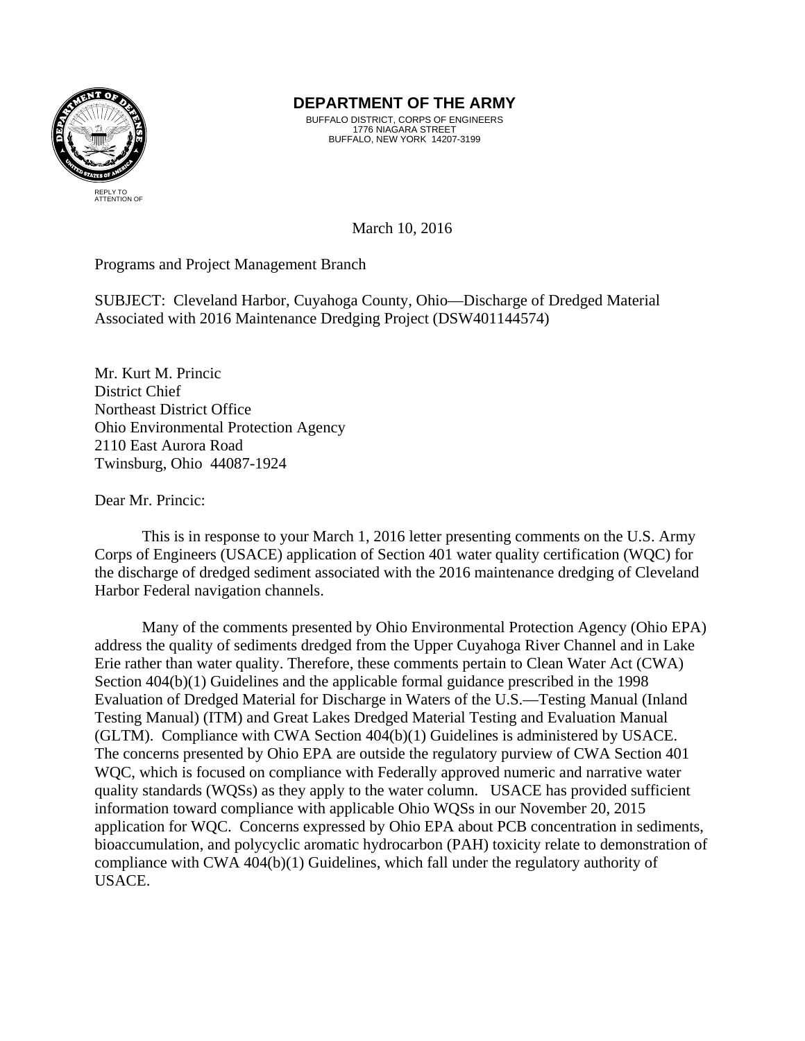**DEPARTMENT OF THE ARMY**

BUFFALO DISTRICT, CORPS OF ENGINEERS
1776 NIAGARA STREET
BUFFALO, NEW YORK 14207-3199

REPLY TO
ATTENTION OF

March 10, 2016

Programs and Project Management Branch

SUBJECT: Cleveland Harbor, Cuyahoga County, Ohio—Discharge of Dredged Material Associated with 2016 Maintenance Dredging Project (DSW401144574)

Mr. Kurt M. Princic
District Chief
Northeast District Office
Ohio Environmental Protection Agency
2110 East Aurora Road
Twinsburg, Ohio 44087-1924

Dear Mr. Princic:

This is in response to your March 1, 2016 letter presenting comments on the U.S. Army Corps of Engineers (USACE) application of Section 401 water quality certification (WQC) for the discharge of dredged sediment associated with the 2016 maintenance dredging of Cleveland Harbor Federal navigation channels.

Many of the comments presented by Ohio Environmental Protection Agency (Ohio EPA) address the quality of sediments dredged from the Upper Cuyahoga River Channel and in Lake Erie rather than water quality. Therefore, these comments pertain to Clean Water Act (CWA) Section 404(b)(1) Guidelines and the applicable formal guidance prescribed in the 1998 Evaluation of Dredged Material for Discharge in Waters of the U.S.—Testing Manual (Inland Testing Manual) (ITM) and Great Lakes Dredged Material Testing and Evaluation Manual (GLTM). Compliance with CWA Section 404(b)(1) Guidelines is administered by USACE. The concerns presented by Ohio EPA are outside the regulatory purview of CWA Section 401 WQC, which is focused on compliance with Federally approved numeric and narrative water quality standards (WQSs) as they apply to the water column. USACE has provided sufficient information toward compliance with applicable Ohio WQSs in our November 20, 2015 application for WQC. Concerns expressed by Ohio EPA about PCB concentration in sediments, bioaccumulation, and polycyclic aromatic hydrocarbon (PAH) toxicity relate to demonstration of compliance with CWA 404(b)(1) Guidelines, which fall under the regulatory authority of USACE.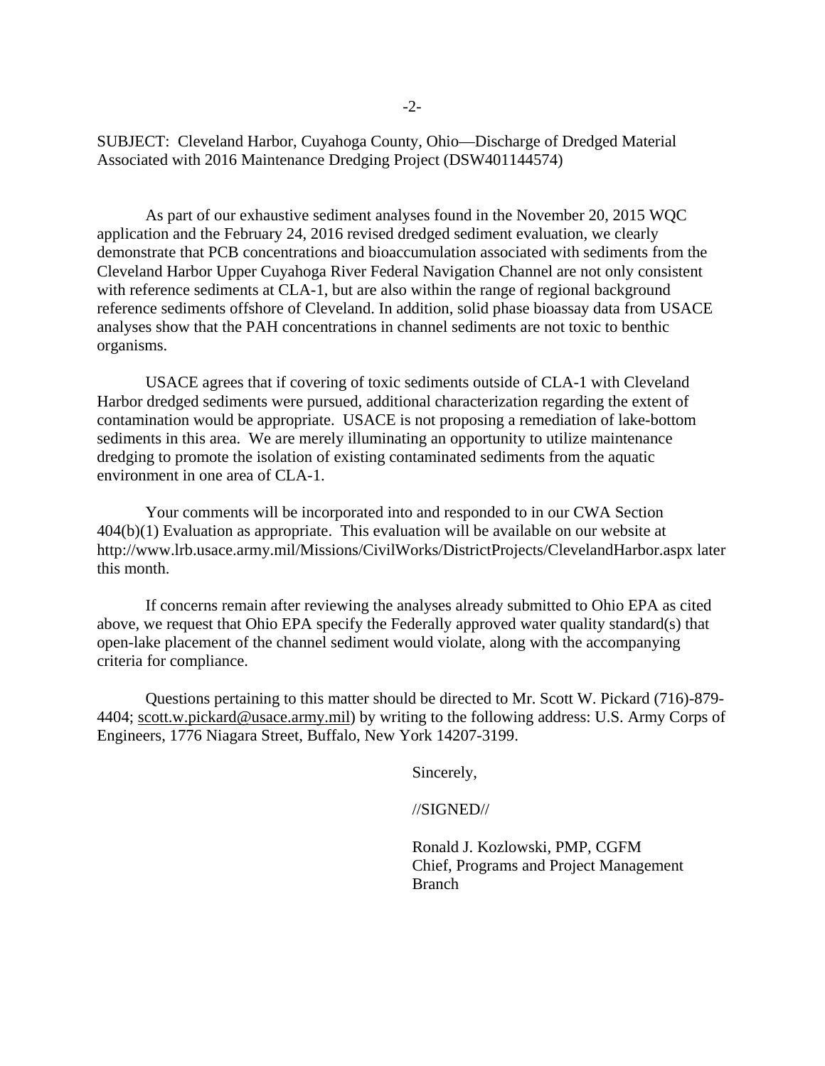SUBJECT: Cleveland Harbor, Cuyahoga County, Ohio—Discharge of Dredged Material Associated with 2016 Maintenance Dredging Project (DSW401144574)

As part of our exhaustive sediment analyses found in the November 20, 2015 WQC application and the February 24, 2016 revised dredged sediment evaluation, we clearly demonstrate that PCB concentrations and bioaccumulation associated with sediments from the Cleveland Harbor Upper Cuyahoga River Federal Navigation Channel are not only consistent with reference sediments at CLA-1, but are also within the range of regional background reference sediments offshore of Cleveland. In addition, solid phase bioassay data from USACE analyses show that the PAH concentrations in channel sediments are not toxic to benthic organisms.

USACE agrees that if covering of toxic sediments outside of CLA-1 with Cleveland Harbor dredged sediments were pursued, additional characterization regarding the extent of contamination would be appropriate. USACE is not proposing a remediation of lake-bottom sediments in this area. We are merely illuminating an opportunity to utilize maintenance dredging to promote the isolation of existing contaminated sediments from the aquatic environment in one area of CLA-1.

Your comments will be incorporated into and responded to in our CWA Section 404(b)(1) Evaluation as appropriate. This evaluation will be available on our website at http://www.lrb.usace.army.mil/Missions/CivilWorks/DistrictProjects/ClevelandHarbor.aspx later this month.

If concerns remain after reviewing the analyses already submitted to Ohio EPA as cited above, we request that Ohio EPA specify the Federally approved water quality standard(s) that open-lake placement of the channel sediment would violate, along with the accompanying criteria for compliance.

Questions pertaining to this matter should be directed to Mr. Scott W. Pickard (716)-879-4404; scott.w.pickard@usace.army.mil) by writing to the following address: U.S. Army Corps of Engineers, 1776 Niagara Street, Buffalo, New York 14207-3199.

Sincerely,

//SIGNED//

Ronald J. Kozlowski, PMP, CGFM
Chief, Programs and Project Management Branch